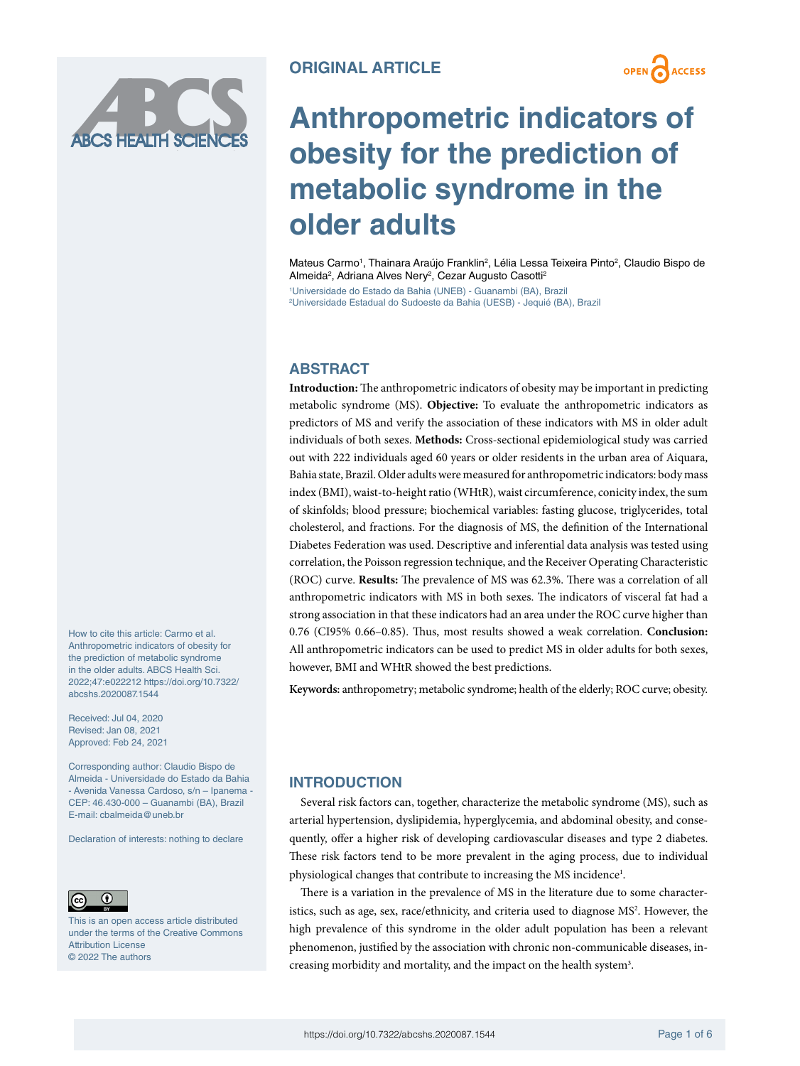ORIGINAL ARTICLE

OPEN ACCESS

# Anthropometric indicators of obesity for the prediction of metabolic syndrome in the older adults

Mateus Carmo[1], Thainara Araújo Franklin[2], Lélia Lessa Teixeira Pinto[2], Claudio Bispo de Almeida[2], Adriana Alves Nery[2], Cezar Augusto Casotti[2]

[1]Universidade do Estado da Bahia (UNEB) - Guanambi (BA), Brazil
[2]Universidade Estadual do Sudoeste da Bahia (UESB) - Jequié (BA), Brazil

## ABSTRACT

**Introduction:** The anthropometric indicators of obesity may be important in predicting metabolic syndrome (MS). **Objective:** To evaluate the anthropometric indicators as predictors of MS and verify the association of these indicators with MS in older adult individuals of both sexes. **Methods:** Cross-sectional epidemiological study was carried out with 222 individuals aged 60 years or older residents in the urban area of Aiquara, Bahia state, Brazil. Older adults were measured for anthropometric indicators: body mass index (BMI), waist-to-height ratio (WHtR), waist circumference, conicity index, the sum of skinfolds; blood pressure; biochemical variables: fasting glucose, triglycerides, total cholesterol, and fractions. For the diagnosis of MS, the definition of the International Diabetes Federation was used. Descriptive and inferential data analysis was tested using correlation, the Poisson regression technique, and the Receiver Operating Characteristic (ROC) curve. **Results:** The prevalence of MS was 62.3%. There was a correlation of all anthropometric indicators with MS in both sexes. The indicators of visceral fat had a strong association in that these indicators had an area under the ROC curve higher than 0.76 (CI95% 0.66–0.85). Thus, most results showed a weak correlation. **Conclusion:** All anthropometric indicators can be used to predict MS in older adults for both sexes, however, BMI and WHtR showed the best predictions.

**Keywords:** anthropometry; metabolic syndrome; health of the elderly; ROC curve; obesity.

How to cite this article: Carmo et al. Anthropometric indicators of obesity for the prediction of metabolic syndrome in the older adults. ABCS Health Sci. 2022;47:e022212 https://doi.org/10.7322/abcshs.2020087.1544

Received: Jul 04, 2020
Revised: Jan 08, 2021
Approved: Feb 24, 2021

Corresponding author: Claudio Bispo de Almeida - Universidade do Estado da Bahia - Avenida Vanessa Cardoso, s/n – Ipanema - CEP: 46.430-000 – Guanambi (BA), Brazil
E-mail: cbalmeida@uneb.br

Declaration of interests: nothing to declare

This is an open access article distributed under the terms of the Creative Commons Attribution License
© 2022 The authors

## INTRODUCTION

Several risk factors can, together, characterize the metabolic syndrome (MS), such as arterial hypertension, dyslipidemia, hyperglycemia, and abdominal obesity, and consequently, offer a higher risk of developing cardiovascular diseases and type 2 diabetes. These risk factors tend to be more prevalent in the aging process, due to individual physiological changes that contribute to increasing the MS incidence[1].

There is a variation in the prevalence of MS in the literature due to some characteristics, such as age, sex, race/ethnicity, and criteria used to diagnose MS[2]. However, the high prevalence of this syndrome in the older adult population has been a relevant phenomenon, justified by the association with chronic non-communicable diseases, increasing morbidity and mortality, and the impact on the health system[3].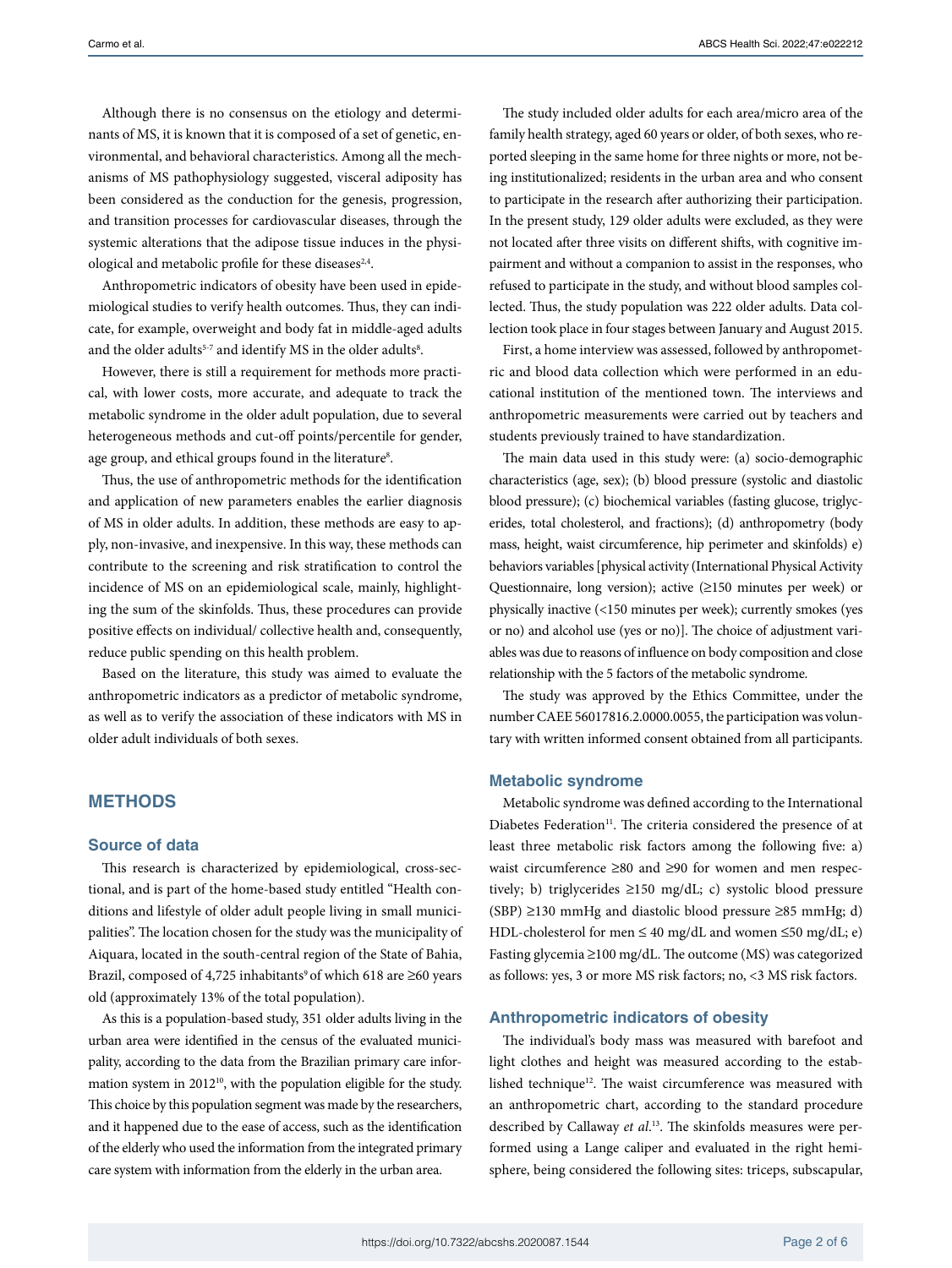Although there is no consensus on the etiology and determinants of MS, it is known that it is composed of a set of genetic, environmental, and behavioral characteristics. Among all the mechanisms of MS pathophysiology suggested, visceral adiposity has been considered as the conduction for the genesis, progression, and transition processes for cardiovascular diseases, through the systemic alterations that the adipose tissue induces in the physiological and metabolic profile for these diseases[2,4].

Anthropometric indicators of obesity have been used in epidemiological studies to verify health outcomes. Thus, they can indicate, for example, overweight and body fat in middle-aged adults and the older adults[5-7] and identify MS in the older adults[8].

However, there is still a requirement for methods more practical, with lower costs, more accurate, and adequate to track the metabolic syndrome in the older adult population, due to several heterogeneous methods and cut-off points/percentile for gender, age group, and ethical groups found in the literature[8].

Thus, the use of anthropometric methods for the identification and application of new parameters enables the earlier diagnosis of MS in older adults. In addition, these methods are easy to apply, non-invasive, and inexpensive. In this way, these methods can contribute to the screening and risk stratification to control the incidence of MS on an epidemiological scale, mainly, highlighting the sum of the skinfolds. Thus, these procedures can provide positive effects on individual/ collective health and, consequently, reduce public spending on this health problem.

Based on the literature, this study was aimed to evaluate the anthropometric indicators as a predictor of metabolic syndrome, as well as to verify the association of these indicators with MS in older adult individuals of both sexes.

## METHODS

### Source of data

This research is characterized by epidemiological, cross-sectional, and is part of the home-based study entitled "Health conditions and lifestyle of older adult people living in small municipalities". The location chosen for the study was the municipality of Aiquara, located in the south-central region of the State of Bahia, Brazil, composed of 4,725 inhabitants[9] of which 618 are ≥60 years old (approximately 13% of the total population).

As this is a population-based study, 351 older adults living in the urban area were identified in the census of the evaluated municipality, according to the data from the Brazilian primary care information system in 2012[10], with the population eligible for the study. This choice by this population segment was made by the researchers, and it happened due to the ease of access, such as the identification of the elderly who used the information from the integrated primary care system with information from the elderly in the urban area.

The study included older adults for each area/micro area of the family health strategy, aged 60 years or older, of both sexes, who reported sleeping in the same home for three nights or more, not being institutionalized; residents in the urban area and who consent to participate in the research after authorizing their participation. In the present study, 129 older adults were excluded, as they were not located after three visits on different shifts, with cognitive impairment and without a companion to assist in the responses, who refused to participate in the study, and without blood samples collected. Thus, the study population was 222 older adults. Data collection took place in four stages between January and August 2015.

First, a home interview was assessed, followed by anthropometric and blood data collection which were performed in an educational institution of the mentioned town. The interviews and anthropometric measurements were carried out by teachers and students previously trained to have standardization.

The main data used in this study were: (a) socio-demographic characteristics (age, sex); (b) blood pressure (systolic and diastolic blood pressure); (c) biochemical variables (fasting glucose, triglycerides, total cholesterol, and fractions); (d) anthropometry (body mass, height, waist circumference, hip perimeter and skinfolds) e) behaviors variables [physical activity (International Physical Activity Questionnaire, long version); active (≥150 minutes per week) or physically inactive (<150 minutes per week); currently smokes (yes or no) and alcohol use (yes or no)]. The choice of adjustment variables was due to reasons of influence on body composition and close relationship with the 5 factors of the metabolic syndrome.

The study was approved by the Ethics Committee, under the number CAEE 56017816.2.0000.0055, the participation was voluntary with written informed consent obtained from all participants.

### Metabolic syndrome

Metabolic syndrome was defined according to the International Diabetes Federation[11]. The criteria considered the presence of at least three metabolic risk factors among the following five: a) waist circumference ≥80 and ≥90 for women and men respectively; b) triglycerides ≥150 mg/dL; c) systolic blood pressure (SBP) ≥130 mmHg and diastolic blood pressure ≥85 mmHg; d) HDL-cholesterol for men ≤ 40 mg/dL and women ≤50 mg/dL; e) Fasting glycemia ≥100 mg/dL. The outcome (MS) was categorized as follows: yes, 3 or more MS risk factors; no, <3 MS risk factors.

### Anthropometric indicators of obesity

The individual's body mass was measured with barefoot and light clothes and height was measured according to the established technique[12]. The waist circumference was measured with an anthropometric chart, according to the standard procedure described by Callaway *et al.*[13]. The skinfolds measures were performed using a Lange caliper and evaluated in the right hemisphere, being considered the following sites: triceps, subscapular,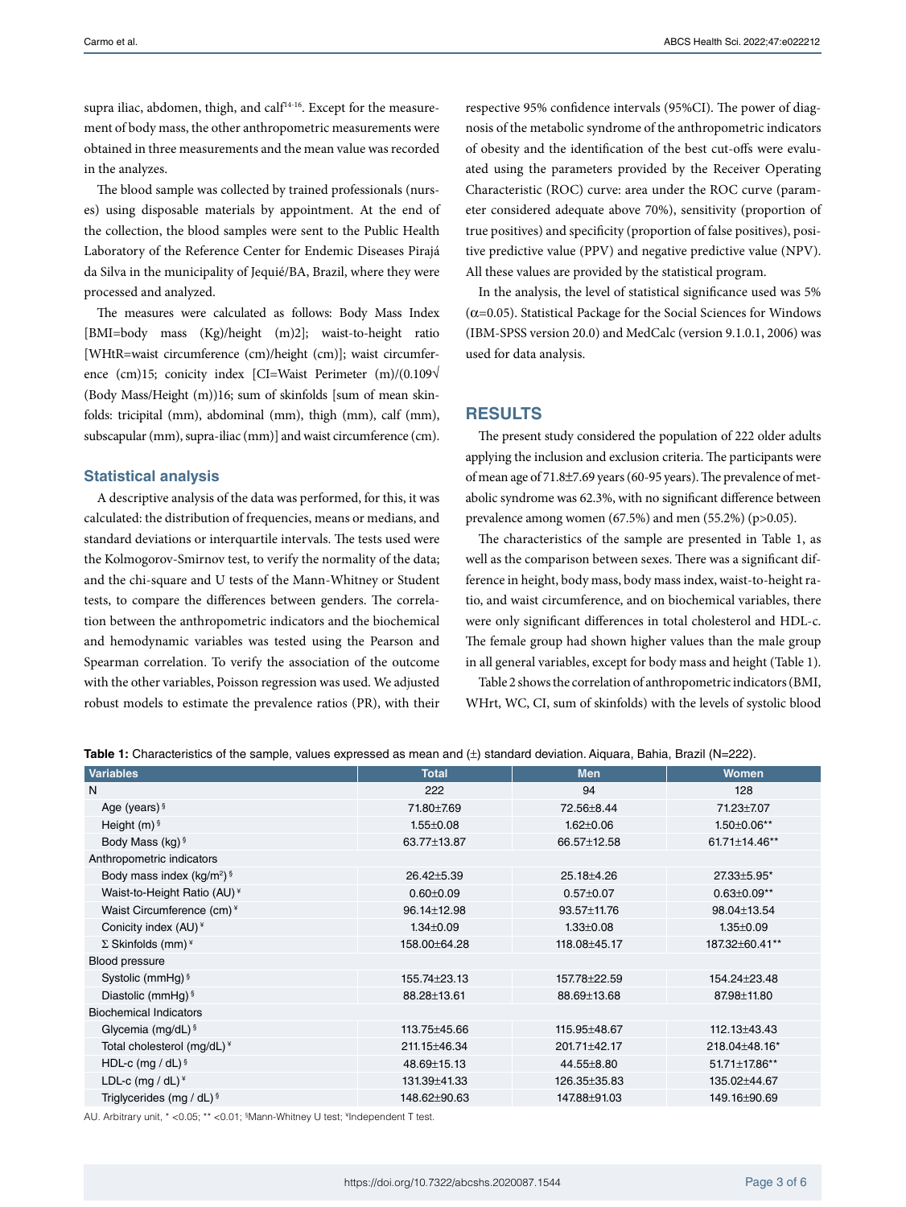supra iliac, abdomen, thigh, and calf[14-16]. Except for the measurement of body mass, the other anthropometric measurements were obtained in three measurements and the mean value was recorded in the analyzes.

The blood sample was collected by trained professionals (nurses) using disposable materials by appointment. At the end of the collection, the blood samples were sent to the Public Health Laboratory of the Reference Center for Endemic Diseases Pirajá da Silva in the municipality of Jequié/BA, Brazil, where they were processed and analyzed.

The measures were calculated as follows: Body Mass Index [BMI=body mass (Kg)/height (m)2]; waist-to-height ratio [WHtR=waist circumference (cm)/height (cm)]; waist circumference (cm)15; conicity index [CI=Waist Perimeter (m)/(0.109√(Body Mass/Height (m))16; sum of skinfolds [sum of mean skinfolds: tricipital (mm), abdominal (mm), thigh (mm), calf (mm), subscapular (mm), supra-iliac (mm)] and waist circumference (cm).

### Statistical analysis

A descriptive analysis of the data was performed, for this, it was calculated: the distribution of frequencies, means or medians, and standard deviations or interquartile intervals. The tests used were the Kolmogorov-Smirnov test, to verify the normality of the data; and the chi-square and U tests of the Mann-Whitney or Student tests, to compare the differences between genders. The correlation between the anthropometric indicators and the biochemical and hemodynamic variables was tested using the Pearson and Spearman correlation. To verify the association of the outcome with the other variables, Poisson regression was used. We adjusted robust models to estimate the prevalence ratios (PR), with their respective 95% confidence intervals (95%CI). The power of diagnosis of the metabolic syndrome of the anthropometric indicators of obesity and the identification of the best cut-offs were evaluated using the parameters provided by the Receiver Operating Characteristic (ROC) curve: area under the ROC curve (parameter considered adequate above 70%), sensitivity (proportion of true positives) and specificity (proportion of false positives), positive predictive value (PPV) and negative predictive value (NPV). All these values are provided by the statistical program.

In the analysis, the level of statistical significance used was 5% ($\alpha$=0.05). Statistical Package for the Social Sciences for Windows (IBM-SPSS version 20.0) and MedCalc (version 9.1.0.1, 2006) was used for data analysis.

## RESULTS

The present study considered the population of 222 older adults applying the inclusion and exclusion criteria. The participants were of mean age of 71.8±7.69 years (60-95 years). The prevalence of metabolic syndrome was 62.3%, with no significant difference between prevalence among women (67.5%) and men (55.2%) (p>0.05).

The characteristics of the sample are presented in Table 1, as well as the comparison between sexes. There was a significant difference in height, body mass, body mass index, waist-to-height ratio, and waist circumference, and on biochemical variables, there were only significant differences in total cholesterol and HDL-c. The female group had shown higher values than the male group in all general variables, except for body mass and height (Table 1).

Table 2 shows the correlation of anthropometric indicators (BMI, WHrt, WC, CI, sum of skinfolds) with the levels of systolic blood

**Table 1:** Characteristics of the sample, values expressed as mean and (±) standard deviation. Aiquara, Bahia, Brazil (N=222).

| Variables | Total | Men | Women |
|---|---|---|---|
| N | 222 | 94 | 128 |
| Age (years) § | 71.80±7.69 | 72.56±8.44 | 71.23±7.07 |
| Height (m) § | 1.55±0.08 | 1.62±0.06 | 1.50±0.06** |
| Body Mass (kg) § | 63.77±13.87 | 66.57±12.58 | 61.71±14.46** |
| Anthropometric indicators | | | |
| Body mass index (kg/m²) § | 26.42±5.39 | 25.18±4.26 | 27.33±5.95* |
| Waist-to-Height Ratio (AU) ¥ | 0.60±0.09 | 0.57±0.07 | 0.63±0.09** |
| Waist Circumference (cm) ¥ | 96.14±12.98 | 93.57±11.76 | 98.04±13.54 |
| Conicity index (AU) ¥ | 1.34±0.09 | 1.33±0.08 | 1.35±0.09 |
| Σ Skinfolds (mm) ¥ | 158.00±64.28 | 118.08±45.17 | 187.32±60.41** |
| Blood pressure | | | |
| Systolic (mmHg) § | 155.74±23.13 | 157.78±22.59 | 154.24±23.48 |
| Diastolic (mmHg) § | 88.28±13.61 | 88.69±13.68 | 87.98±11.80 |
| Biochemical Indicators | | | |
| Glycemia (mg/dL) § | 113.75±45.66 | 115.95±48.67 | 112.13±43.43 |
| Total cholesterol (mg/dL) ¥ | 211.15±46.34 | 201.71±42.17 | 218.04±48.16* |
| HDL-c (mg / dL) § | 48.69±15.13 | 44.55±8.80 | 51.71±17.86** |
| LDL-c (mg / dL) ¥ | 131.39±41.33 | 126.35±35.83 | 135.02±44.67 |
| Triglycerides (mg / dL) § | 148.62±90.63 | 147.88±91.03 | 149.16±90.69 |

AU. Arbitrary unit, * <0.05; ** <0.01; §Mann-Whitney U test; ¥Independent T test.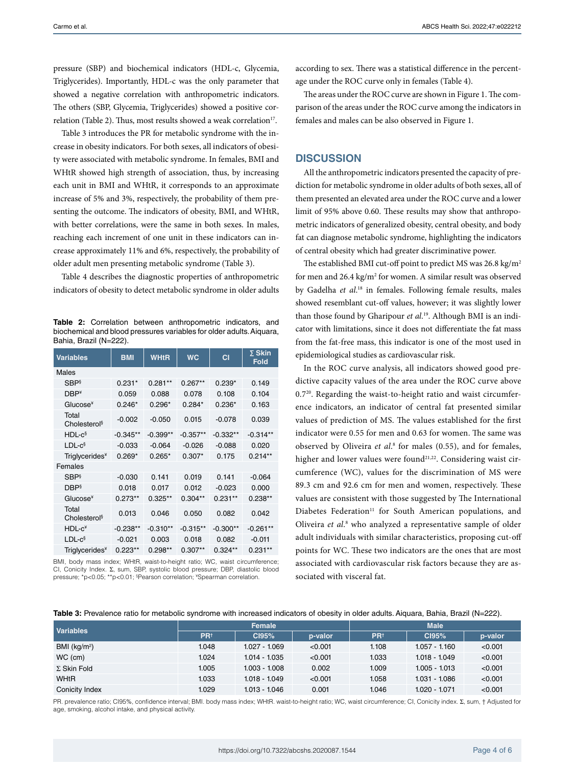pressure (SBP) and biochemical indicators (HDL-c, Glycemia, Triglycerides). Importantly, HDL-c was the only parameter that showed a negative correlation with anthropometric indicators. The others (SBP, Glycemia, Triglycerides) showed a positive correlation (Table 2). Thus, most results showed a weak correlation[17].

Table 3 introduces the PR for metabolic syndrome with the increase in obesity indicators. For both sexes, all indicators of obesity were associated with metabolic syndrome. In females, BMI and WHtR showed high strength of association, thus, by increasing each unit in BMI and WHtR, it corresponds to an approximate increase of 5% and 3%, respectively, the probability of them presenting the outcome. The indicators of obesity, BMI, and WHtR, with better correlations, were the same in both sexes. In males, reaching each increment of one unit in these indicators can increase approximately 11% and 6%, respectively, the probability of older adult men presenting metabolic syndrome (Table 3).

Table 4 describes the diagnostic properties of anthropometric indicators of obesity to detect metabolic syndrome in older adults according to sex. There was a statistical difference in the percentage under the ROC curve only in females (Table 4).

The areas under the ROC curve are shown in Figure 1. The comparison of the areas under the ROC curve among the indicators in females and males can be also observed in Figure 1.

**Table 2:** Correlation between anthropometric indicators, and biochemical and blood pressures variables for older adults. Aiquara, Bahia, Brazil (N=222).

| Variables | BMI | WHtR | WC | CI | Σ Skin Fold |
|---|---|---|---|---|---|
| Males | | | | | |
| SBP§ | 0.231* | 0.281** | 0.267** | 0.239* | 0.149 |
| DBP¥ | 0.059 | 0.088 | 0.078 | 0.108 | 0.104 |
| Glucose¥ | 0.246* | 0.296* | 0.284* | 0.236* | 0.163 |
| Total Cholesterol§ | -0.002 | -0.050 | 0.015 | -0.078 | 0.039 |
| HDL-c§ | -0.345** | -0.399** | -0.357** | -0.332** | -0.314** |
| LDL-c§ | -0.033 | -0.064 | -0.026 | -0.088 | 0.020 |
| Triglycerides¥ | 0.269* | 0.265* | 0.307* | 0.175 | 0.214** |
| Females | | | | | |
| SBP§ | -0.030 | 0.141 | 0.019 | 0.141 | -0.064 |
| DBP§ | 0.018 | 0.017 | 0.012 | -0.023 | 0.000 |
| Glucose¥ | 0.273** | 0.325** | 0.304** | 0.231** | 0.238** |
| Total Cholesterol§ | 0.013 | 0.046 | 0.050 | 0.082 | 0.042 |
| HDL-c¥ | -0.238** | -0.310** | -0.315** | -0.300** | -0.261** |
| LDL-c§ | -0.021 | 0.003 | 0.018 | 0.082 | -0.011 |
| Triglycerides¥ | 0.223** | 0.298** | 0.307** | 0.324** | 0.231** |

BMI, body mass index; WHtR, waist-to-height ratio; WC, waist circumference; CI, Conicity Index. Σ, sum, SBP, systolic blood pressure; DBP, diastolic blood pressure; *p<0.05; **p<0.01; §Pearson correlation; ¥Spearman correlation.

## DISCUSSION

All the anthropometric indicators presented the capacity of prediction for metabolic syndrome in older adults of both sexes, all of them presented an elevated area under the ROC curve and a lower limit of 95% above 0.60. These results may show that anthropometric indicators of generalized obesity, central obesity, and body fat can diagnose metabolic syndrome, highlighting the indicators of central obesity which had greater discriminative power.

The established BMI cut-off point to predict MS was 26.8 kg/m$^2$ for men and 26.4 kg/m$^2$ for women. A similar result was observed by Gadelha *et al.*[18] in females. Following female results, males showed resemblant cut-off values, however; it was slightly lower than those found by Gharipour *et al.*[19]. Although BMI is an indicator with limitations, since it does not differentiate the fat mass from the fat-free mass, this indicator is one of the most used in epidemiological studies as cardiovascular risk.

In the ROC curve analysis, all indicators showed good predictive capacity values of the area under the ROC curve above 0.7[20]. Regarding the waist-to-height ratio and waist circumference indicators, an indicator of central fat presented similar values of prediction of MS. The values established for the first indicator were 0.55 for men and 0.63 for women. The same was observed by Oliveira *et al.*[8] for males (0.55), and for females, higher and lower values were found[21,22]. Considering waist circumference (WC), values for the discrimination of MS were 89.3 cm and 92.6 cm for men and women, respectively. These values are consistent with those suggested by The International Diabetes Federation[11] for South American populations, and Oliveira *et al.*[8] who analyzed a representative sample of older adult individuals with similar characteristics, proposing cut-off points for WC. These two indicators are the ones that are most associated with cardiovascular risk factors because they are associated with visceral fat.

**Table 3:** Prevalence ratio for metabolic syndrome with increased indicators of obesity in older adults. Aiquara, Bahia, Brazil (N=222).

| Variables | Female | | | Male | | |
|---|---|---|---|---|---|---|
| | PR† | CI95% | p-valor | PR† | CI95% | p-valor |
| BMI (kg/m$^2$) | 1.048 | 1.027 - 1.069 | <0.001 | 1.108 | 1.057 - 1.160 | <0.001 |
| WC (cm) | 1.024 | 1.014 - 1.035 | <0.001 | 1.033 | 1.018 - 1.049 | <0.001 |
| Σ Skin Fold | 1.005 | 1.003 - 1.008 | 0.002 | 1.009 | 1.005 - 1.013 | <0.001 |
| WHtR | 1.033 | 1.018 - 1.049 | <0.001 | 1.058 | 1.031 - 1.086 | <0.001 |
| Conicity Index | 1.029 | 1.013 - 1.046 | 0.001 | 1.046 | 1.020 - 1.071 | <0.001 |

PR. prevalence ratio; CI95%, confidence interval; BMI. body mass index; WHtR. waist-to-height ratio; WC, waist circumference; CI, Conicity index. Σ, sum, † Adjusted for age, smoking, alcohol intake, and physical activity.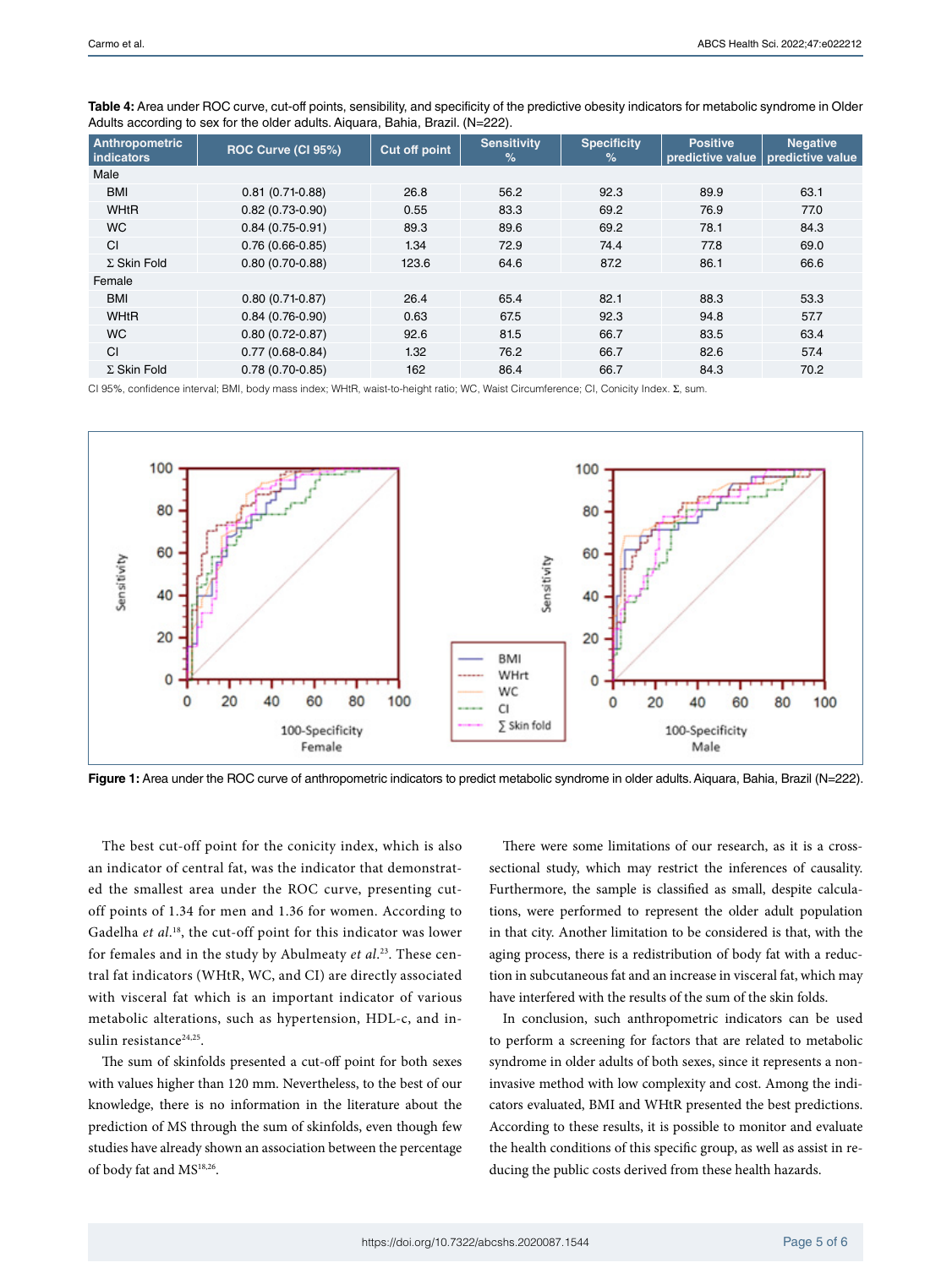**Table 4:** Area under ROC curve, cut-off points, sensibility, and specificity of the predictive obesity indicators for metabolic syndrome in Older Adults according to sex for the older adults. Aiquara, Bahia, Brazil. (N=222).

| Anthropometric indicators | ROC Curve (CI 95%) | Cut off point | Sensitivity % | Specificity % | Positive predictive value | Negative predictive value |
|---|---|---|---|---|---|---|
| Male | | | | | | |
| BMI | 0.81 (0.71-0.88) | 26.8 | 56.2 | 92.3 | 89.9 | 63.1 |
| WHtR | 0.82 (0.73-0.90) | 0.55 | 83.3 | 69.2 | 76.9 | 77.0 |
| WC | 0.84 (0.75-0.91) | 89.3 | 89.6 | 69.2 | 78.1 | 84.3 |
| CI | 0.76 (0.66-0.85) | 1.34 | 72.9 | 74.4 | 77.8 | 69.0 |
| Σ Skin Fold | 0.80 (0.70-0.88) | 123.6 | 64.6 | 87.2 | 86.1 | 66.6 |
| Female | | | | | | |
| BMI | 0.80 (0.71-0.87) | 26.4 | 65.4 | 82.1 | 88.3 | 53.3 |
| WHtR | 0.84 (0.76-0.90) | 0.63 | 67.5 | 92.3 | 94.8 | 57.7 |
| WC | 0.80 (0.72-0.87) | 92.6 | 81.5 | 66.7 | 83.5 | 63.4 |
| CI | 0.77 (0.68-0.84) | 1.32 | 76.2 | 66.7 | 82.6 | 57.4 |
| Σ Skin Fold | 0.78 (0.70-0.85) | 162 | 86.4 | 66.7 | 84.3 | 70.2 |

CI 95%, confidence interval; BMI, body mass index; WHtR, waist-to-height ratio; WC, Waist Circumference; CI, Conicity Index. Σ, sum.

**Figure 1:** Area under the ROC curve of anthropometric indicators to predict metabolic syndrome in older adults. Aiquara, Bahia, Brazil (N=222).

The best cut-off point for the conicity index, which is also an indicator of central fat, was the indicator that demonstrated the smallest area under the ROC curve, presenting cut-off points of 1.34 for men and 1.36 for women. According to Gadelha *et al.*[18], the cut-off point for this indicator was lower for females and in the study by Abulmeaty *et al.*[23]. These central fat indicators (WHtR, WC, and CI) are directly associated with visceral fat which is an important indicator of various metabolic alterations, such as hypertension, HDL-c, and insulin resistance[24,25].

The sum of skinfolds presented a cut-off point for both sexes with values higher than 120 mm. Nevertheless, to the best of our knowledge, there is no information in the literature about the prediction of MS through the sum of skinfolds, even though few studies have already shown an association between the percentage of body fat and MS[18,26].

There were some limitations of our research, as it is a cross-sectional study, which may restrict the inferences of causality. Furthermore, the sample is classified as small, despite calculations, were performed to represent the older adult population in that city. Another limitation to be considered is that, with the aging process, there is a redistribution of body fat with a reduction in subcutaneous fat and an increase in visceral fat, which may have interfered with the results of the sum of the skin folds.

In conclusion, such anthropometric indicators can be used to perform a screening for factors that are related to metabolic syndrome in older adults of both sexes, since it represents a non-invasive method with low complexity and cost. Among the indicators evaluated, BMI and WHtR presented the best predictions. According to these results, it is possible to monitor and evaluate the health conditions of this specific group, as well as assist in reducing the public costs derived from these health hazards.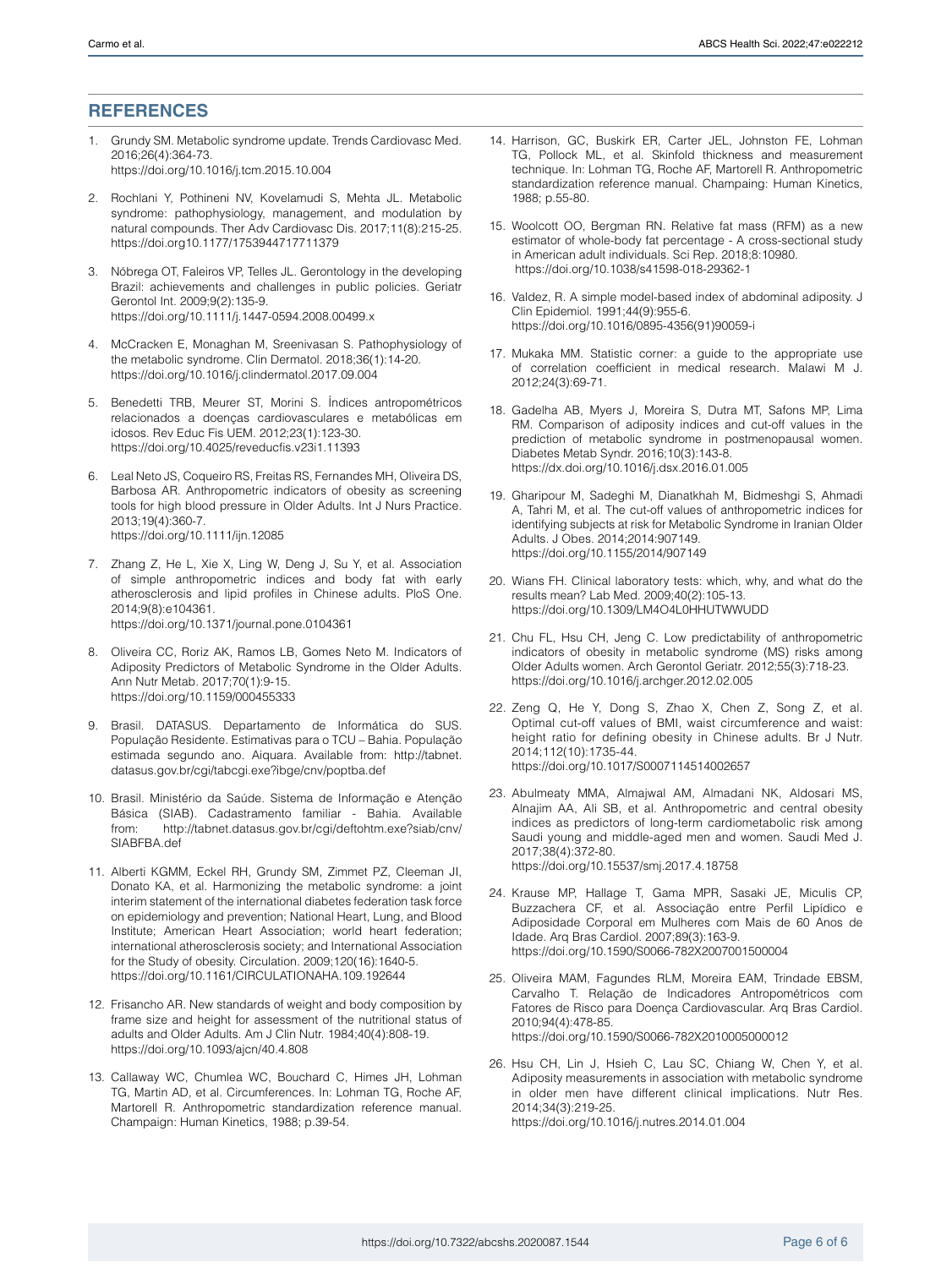## REFERENCES

1. Grundy SM. Metabolic syndrome update. Trends Cardiovasc Med. 2016;26(4):364-73. https://doi.org/10.1016/j.tcm.2015.10.004

2. Rochlani Y, Pothineni NV, Kovelamudi S, Mehta JL. Metabolic syndrome: pathophysiology, management, and modulation by natural compounds. Ther Adv Cardiovasc Dis. 2017;11(8):215-25. https://doi.org10.1177/1753944717711379

3. Nóbrega OT, Faleiros VP, Telles JL. Gerontology in the developing Brazil: achievements and challenges in public policies. Geriatr Gerontol Int. 2009;9(2):135-9. https://doi.org/10.1111/j.1447-0594.2008.00499.x

4. McCracken E, Monaghan M, Sreenivasan S. Pathophysiology of the metabolic syndrome. Clin Dermatol. 2018;36(1):14-20. https://doi.org/10.1016/j.clindermatol.2017.09.004

5. Benedetti TRB, Meurer ST, Morini S. Índices antropométricos relacionados a doenças cardiovasculares e metabólicas em idosos. Rev Educ Fis UEM. 2012;23(1):123-30. https://doi.org/10.4025/reveducfis.v23i1.11393

6. Leal Neto JS, Coqueiro RS, Freitas RS, Fernandes MH, Oliveira DS, Barbosa AR. Anthropometric indicators of obesity as screening tools for high blood pressure in Older Adults. Int J Nurs Practice. 2013;19(4):360-7. https://doi.org/10.1111/ijn.12085

7. Zhang Z, He L, Xie X, Ling W, Deng J, Su Y, et al. Association of simple anthropometric indices and body fat with early atherosclerosis and lipid profiles in Chinese adults. PloS One. 2014;9(8):e104361. https://doi.org/10.1371/journal.pone.0104361

8. Oliveira CC, Roriz AK, Ramos LB, Gomes Neto M. Indicators of Adiposity Predictors of Metabolic Syndrome in the Older Adults. Ann Nutr Metab. 2017;70(1):9-15. https://doi.org/10.1159/000455333

9. Brasil. DATASUS. Departamento de Informática do SUS. População Residente. Estimativas para o TCU – Bahia. População estimada segundo ano. Aiquara. Available from: http://tabnet.datasus.gov.br/cgi/tabcgi.exe?ibge/cnv/poptba.def

10. Brasil. Ministério da Saúde. Sistema de Informação e Atenção Básica (SIAB). Cadastramento familiar - Bahia. Available from: http://tabnet.datasus.gov.br/cgi/deftohtm.exe?siab/cnv/SIABFBA.def

11. Alberti KGMM, Eckel RH, Grundy SM, Zimmet PZ, Cleeman JI, Donato KA, et al. Harmonizing the metabolic syndrome: a joint interim statement of the international diabetes federation task force on epidemiology and prevention; National Heart, Lung, and Blood Institute; American Heart Association; world heart federation; international atherosclerosis society; and International Association for the Study of obesity. Circulation. 2009;120(16):1640-5. https://doi.org/10.1161/CIRCULATIONAHA.109.192644

12. Frisancho AR. New standards of weight and body composition by frame size and height for assessment of the nutritional status of adults and Older Adults. Am J Clin Nutr. 1984;40(4):808-19. https://doi.org/10.1093/ajcn/40.4.808

13. Callaway WC, Chumlea WC, Bouchard C, Himes JH, Lohman TG, Martin AD, et al. Circumferences. In: Lohman TG, Roche AF, Martorell R. Anthropometric standardization reference manual. Champaign: Human Kinetics, 1988; p.39-54.

14. Harrison, GC, Buskirk ER, Carter JEL, Johnston FE, Lohman TG, Pollock ML, et al. Skinfold thickness and measurement technique. In: Lohman TG, Roche AF, Martorell R. Anthropometric standardization reference manual. Champaing: Human Kinetics, 1988; p.55-80.

15. Woolcott OO, Bergman RN. Relative fat mass (RFM) as a new estimator of whole-body fat percentage - A cross-sectional study in American adult individuals. Sci Rep. 2018;8:10980. https://doi.org/10.1038/s41598-018-29362-1

16. Valdez, R. A simple model-based index of abdominal adiposity. J Clin Epidemiol. 1991;44(9):955-6. https://doi.org/10.1016/0895-4356(91)90059-i

17. Mukaka MM. Statistic corner: a guide to the appropriate use of correlation coefficient in medical research. Malawi M J. 2012;24(3):69-71.

18. Gadelha AB, Myers J, Moreira S, Dutra MT, Safons MP, Lima RM. Comparison of adiposity indices and cut-off values in the prediction of metabolic syndrome in postmenopausal women. Diabetes Metab Syndr. 2016;10(3):143-8. https://dx.doi.org/10.1016/j.dsx.2016.01.005

19. Gharipour M, Sadeghi M, Dianatkhah M, Bidmeshgi S, Ahmadi A, Tahri M, et al. The cut-off values of anthropometric indices for identifying subjects at risk for Metabolic Syndrome in Iranian Older Adults. J Obes. 2014;2014:907149. https://doi.org/10.1155/2014/907149

20. Wians FH. Clinical laboratory tests: which, why, and what do the results mean? Lab Med. 2009;40(2):105-13. https://doi.org/10.1309/LM4O4L0HHUTWWUDD

21. Chu FL, Hsu CH, Jeng C. Low predictability of anthropometric indicators of obesity in metabolic syndrome (MS) risks among Older Adults women. Arch Gerontol Geriatr. 2012;55(3):718-23. https://doi.org/10.1016/j.archger.2012.02.005

22. Zeng Q, He Y, Dong S, Zhao X, Chen Z, Song Z, et al. Optimal cut-off values of BMI, waist circumference and waist: height ratio for defining obesity in Chinese adults. Br J Nutr. 2014;112(10):1735-44. https://doi.org/10.1017/S0007114514002657

23. Abulmeaty MMA, Almajwal AM, Almadani NK, Aldosari MS, Alnajim AA, Ali SB, et al. Anthropometric and central obesity indices as predictors of long-term cardiometabolic risk among Saudi young and middle-aged men and women. Saudi Med J. 2017;38(4):372-80. https://doi.org/10.15537/smj.2017.4.18758

24. Krause MP, Hallage T, Gama MPR, Sasaki JE, Miculis CP, Buzzachera CF, et al. Associação entre Perfil Lipídico e Adiposidade Corporal em Mulheres com Mais de 60 Anos de Idade. Arq Bras Cardiol. 2007;89(3):163-9. https://doi.org/10.1590/S0066-782X2007001500004

25. Oliveira MAM, Fagundes RLM, Moreira EAM, Trindade EBSM, Carvalho T. Relação de Indicadores Antropométricos com Fatores de Risco para Doença Cardiovascular. Arq Bras Cardiol. 2010;94(4):478-85. https://doi.org/10.1590/S0066-782X2010005000012

26. Hsu CH, Lin J, Hsieh C, Lau SC, Chiang W, Chen Y, et al. Adiposity measurements in association with metabolic syndrome in older men have different clinical implications. Nutr Res. 2014;34(3):219-25. https://doi.org/10.1016/j.nutres.2014.01.004